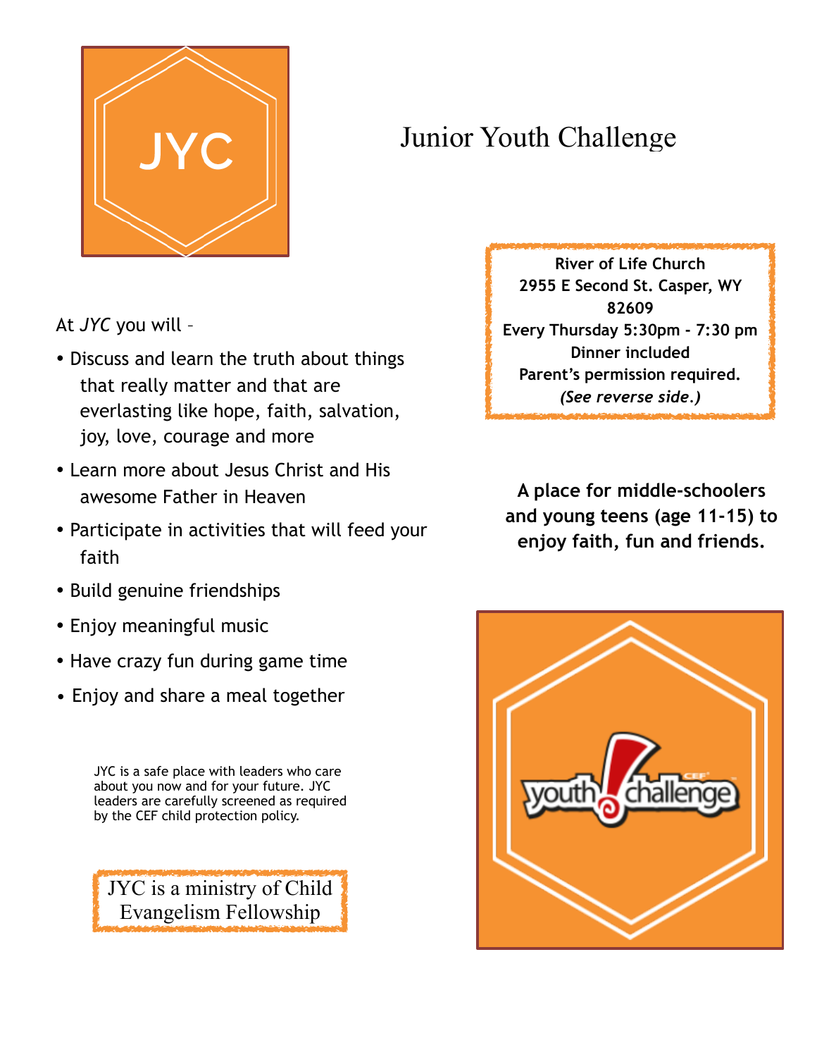JYC

# Junior Youth Challenge

**River of Life Church**
**2955 E Second St. Casper, WY 82609**
**Every Thursday 5:30pm - 7:30 pm**
**Dinner included**
**Parent's permission required.**
***(See reverse side.)***

At *JYC* you will –

- Discuss and learn the truth about things that really matter and that are everlasting like hope, faith, salvation, joy, love, courage and more
- Learn more about Jesus Christ and His awesome Father in Heaven
- Participate in activities that will feed your faith
- Build genuine friendships
- Enjoy meaningful music
- Have crazy fun during game time
- Enjoy and share a meal together

**A place for middle-schoolers and young teens (age 11-15) to enjoy faith, fun and friends.**

JYC is a safe place with leaders who care about you now and for your future. JYC leaders are carefully screened as required by the CEF child protection policy.

JYC is a ministry of Child Evangelism Fellowship

youth challenge CEF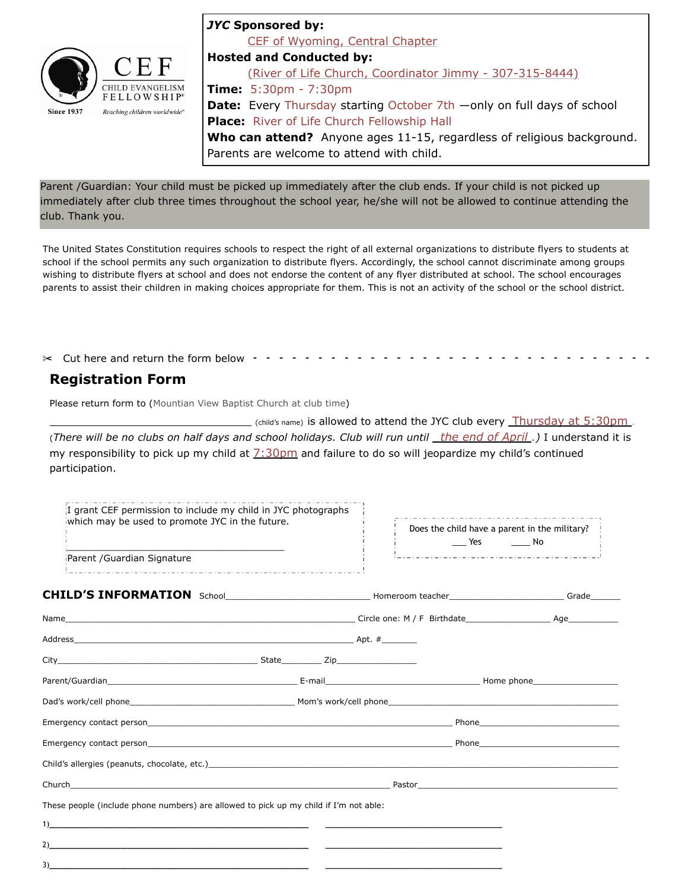CEF
CHILD EVANGELISM FELLOWSHIP®
Since 1937 Reaching children worldwide™

***JYC* Sponsored by:**
CEF of Wyoming, Central Chapter
**Hosted and Conducted by:**
(River of Life Church, Coordinator Jimmy - 307-315-8444)
**Time:** 5:30pm - 7:30pm
**Date:** Every Thursday starting October 7th —only on full days of school
**Place:** River of Life Church Fellowship Hall
**Who can attend?** Anyone ages 11-15, regardless of religious background. Parents are welcome to attend with child.

Parent /Guardian: Your child must be picked up immediately after the club ends. If your child is not picked up immediately after club three times throughout the school year, he/she will not be allowed to continue attending the club. Thank you.

The United States Constitution requires schools to respect the right of all external organizations to distribute flyers to students at school if the school permits any such organization to distribute flyers. Accordingly, the school cannot discriminate among groups wishing to distribute flyers at school and does not endorse the content of any flyer distributed at school. The school encourages parents to assist their children in making choices appropriate for them. This is not an activity of the school or the school district.

✂ Cut here and return the form below - - - - - - - - - - - - - - - - - - - - - - - - - - - - - - - - -

## Registration Form

Please return form to (Mountian View Baptist Church at club time)

_________________________________ (child's name) is allowed to attend the JYC club every Thursday at 5:30pm. (*There will be no clubs on half days and school holidays. Club will run until the end of April.*) I understand it is my responsibility to pick up my child at 7:30pm and failure to do so will jeopardize my child's continued participation.

I grant CEF permission to include my child in JYC photographs which may be used to promote JYC in the future.

_______________________________________
Parent /Guardian Signature

Does the child have a parent in the military?
___ Yes ____ No

**CHILD'S INFORMATION** School____________________________ Homeroom teacher_______________________ Grade______

Name_____________________________________________________________ Circle one: M / F Birthdate_________________ Age__________

Address_____________________________________________________________ Apt. #_______

City__________________________________________ State________ Zip________________

Parent/Guardian_________________________________________ E-mail_______________________________ Home phone_________________

Dad's work/cell phone__________________________________ Mom's work/cell phone______________________________________________

Emergency contact person_________________________________________________________________ Phone_____________________________

Emergency contact person_________________________________________________________________ Phone_____________________________

Child's allergies (peanuts, chocolate, etc.)_________________________________________________________________________________________

Church______________________________________________________________________ Pastor___________________________________________

These people (include phone numbers) are allowed to pick up my child if I'm not able:

1)_________________________________________________ _________________________________

2)_________________________________________________ _________________________________

3)_________________________________________________ _________________________________